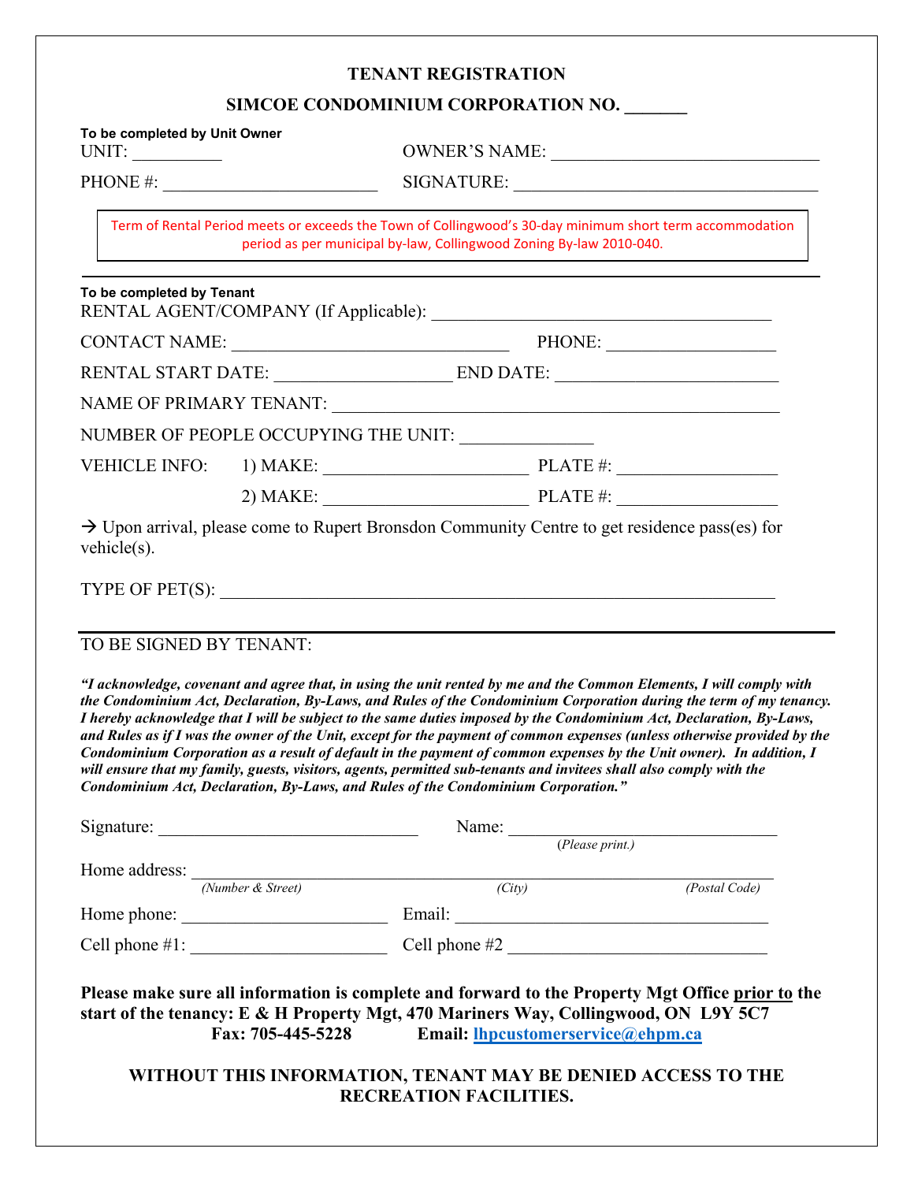# TENANT REGISTRATION

## SIMCOE CONDOMINIUM CORPORATION NO. _______

**To be completed by Unit Owner**

UNIT: __________ OWNER'S NAME: ______________________________

PHONE #: ________________________ SIGNATURE: __________________________________

Term of Rental Period meets or exceeds the Town of Collingwood's 30-day minimum short term accommodation period as per municipal by-law, Collingwood Zoning By-law 2010-040.

---

**To be completed by Tenant**

RENTAL AGENT/COMPANY (If Applicable): ______________________________________

CONTACT NAME: _______________________________ PHONE: ___________________

RENTAL START DATE: ____________________ END DATE: ________________________

NAME OF PRIMARY TENANT: __________________________________________________

NUMBER OF PEOPLE OCCUPYING THE UNIT: _______________

VEHICLE INFO: 1) MAKE: ______________________ PLATE #: _________________

2) MAKE: ______________________ PLATE #: _________________

→ Upon arrival, please come to Rupert Bronsdon Community Centre to get residence pass(es) for vehicle(s).

TYPE OF PET(S): _____________________________________________________________

---

TO BE SIGNED BY TENANT:

***"I acknowledge, covenant and agree that, in using the unit rented by me and the Common Elements, I will comply with the Condominium Act, Declaration, By-Laws, and Rules of the Condominium Corporation during the term of my tenancy. I hereby acknowledge that I will be subject to the same duties imposed by the Condominium Act, Declaration, By-Laws, and Rules as if I was the owner of the Unit, except for the payment of common expenses (unless otherwise provided by the Condominium Corporation as a result of default in the payment of common expenses by the Unit owner). In addition, I will ensure that my family, guests, visitors, agents, permitted sub-tenants and invitees shall also comply with the Condominium Act, Declaration, By-Laws, and Rules of the Condominium Corporation."***

Signature: _____________________________ Name: ______________________________
*(Please print.)*

Home address: ___________________________________________________________________
*(Number & Street)* *(City)* *(Postal Code)*

Home phone: ______________________ Email: ___________________________________

Cell phone #1: ______________________ Cell phone #2 _____________________________

**Please make sure all information is complete and forward to the Property Mgt Office prior to the start of the tenancy: E & H Property Mgt, 470 Mariners Way, Collingwood, ON L9Y 5C7**
**Fax: 705-445-5228 Email: lhpcustomerservice@ehpm.ca**

**WITHOUT THIS INFORMATION, TENANT MAY BE DENIED ACCESS TO THE RECREATION FACILITIES.**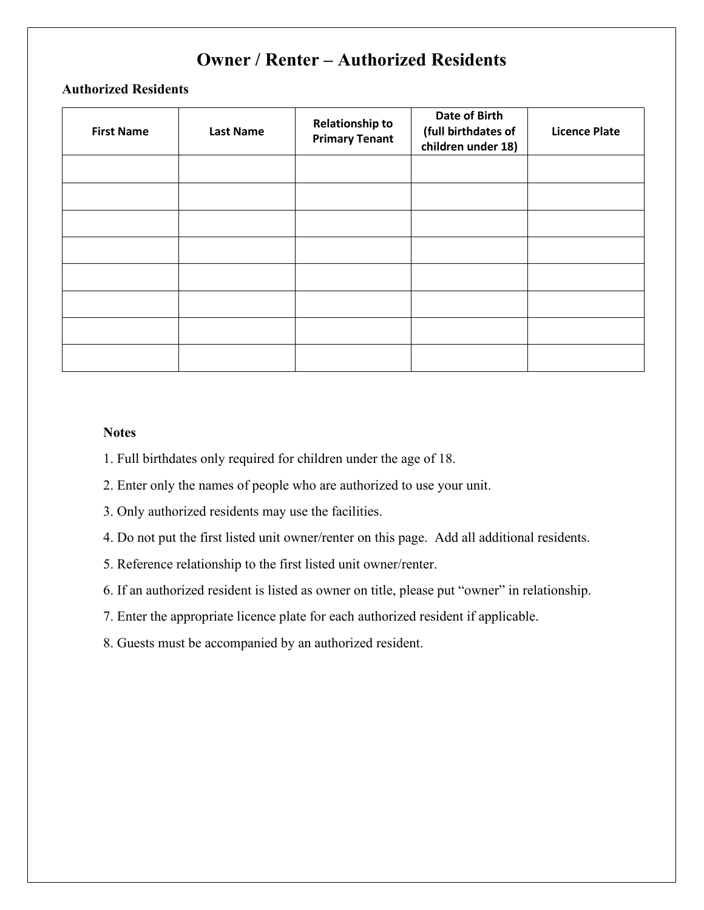# Owner / Renter – Authorized Residents

**Authorized Residents**

| First Name | Last Name | Relationship to Primary Tenant | Date of Birth (full birthdates of children under 18) | Licence Plate |
|---|---|---|---|---|
| | | | | |
| | | | | |
| | | | | |
| | | | | |
| | | | | |
| | | | | |
| | | | | |
| | | | | |

**Notes**

1. Full birthdates only required for children under the age of 18.
2. Enter only the names of people who are authorized to use your unit.
3. Only authorized residents may use the facilities.
4. Do not put the first listed unit owner/renter on this page. Add all additional residents.
5. Reference relationship to the first listed unit owner/renter.
6. If an authorized resident is listed as owner on title, please put "owner" in relationship.
7. Enter the appropriate licence plate for each authorized resident if applicable.
8. Guests must be accompanied by an authorized resident.